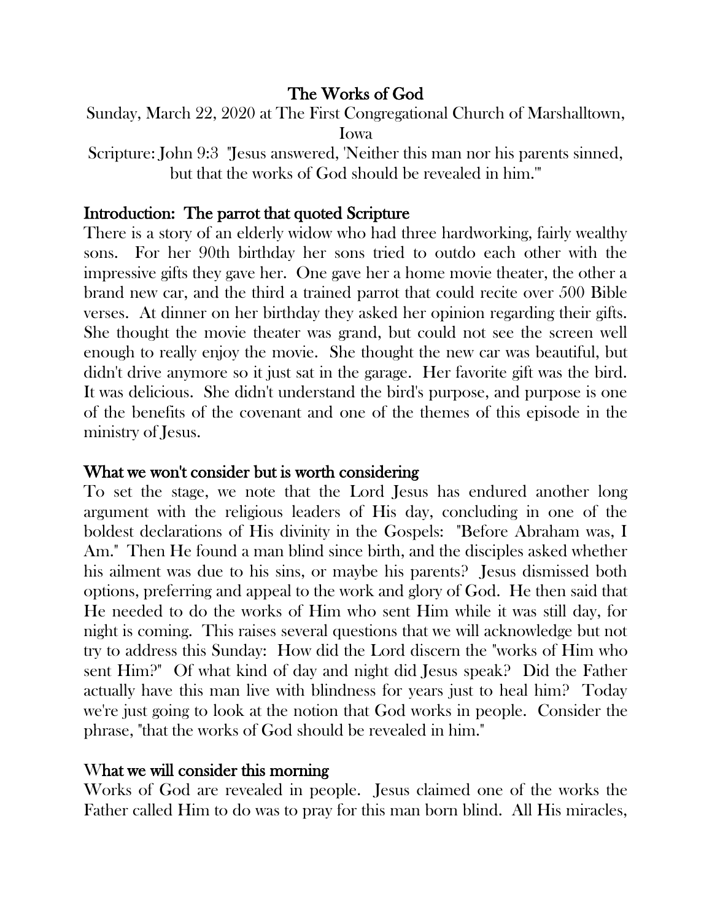# The Works of God

Sunday, March 22, 2020 at The First Congregational Church of Marshalltown, Iowa

Scripture: John 9:3 "Jesus answered, 'Neither this man nor his parents sinned, but that the works of God should be revealed in him.'"

## Introduction: The parrot that quoted Scripture

There is a story of an elderly widow who had three hardworking, fairly wealthy sons. For her 90th birthday her sons tried to outdo each other with the impressive gifts they gave her. One gave her a home movie theater, the other a brand new car, and the third a trained parrot that could recite over 500 Bible verses. At dinner on her birthday they asked her opinion regarding their gifts. She thought the movie theater was grand, but could not see the screen well enough to really enjoy the movie. She thought the new car was beautiful, but didn't drive anymore so it just sat in the garage. Her favorite gift was the bird. It was delicious. She didn't understand the bird's purpose, and purpose is one of the benefits of the covenant and one of the themes of this episode in the ministry of Jesus.

## What we won't consider but is worth considering

To set the stage, we note that the Lord Jesus has endured another long argument with the religious leaders of His day, concluding in one of the boldest declarations of His divinity in the Gospels: "Before Abraham was, I Am." Then He found a man blind since birth, and the disciples asked whether his ailment was due to his sins, or maybe his parents? Jesus dismissed both options, preferring and appeal to the work and glory of God. He then said that He needed to do the works of Him who sent Him while it was still day, for night is coming. This raises several questions that we will acknowledge but not try to address this Sunday: How did the Lord discern the "works of Him who sent Him?" Of what kind of day and night did Jesus speak? Did the Father actually have this man live with blindness for years just to heal him? Today we're just going to look at the notion that God works in people. Consider the phrase, "that the works of God should be revealed in him."

## What we will consider this morning

Works of God are revealed in people. Jesus claimed one of the works the Father called Him to do was to pray for this man born blind. All His miracles,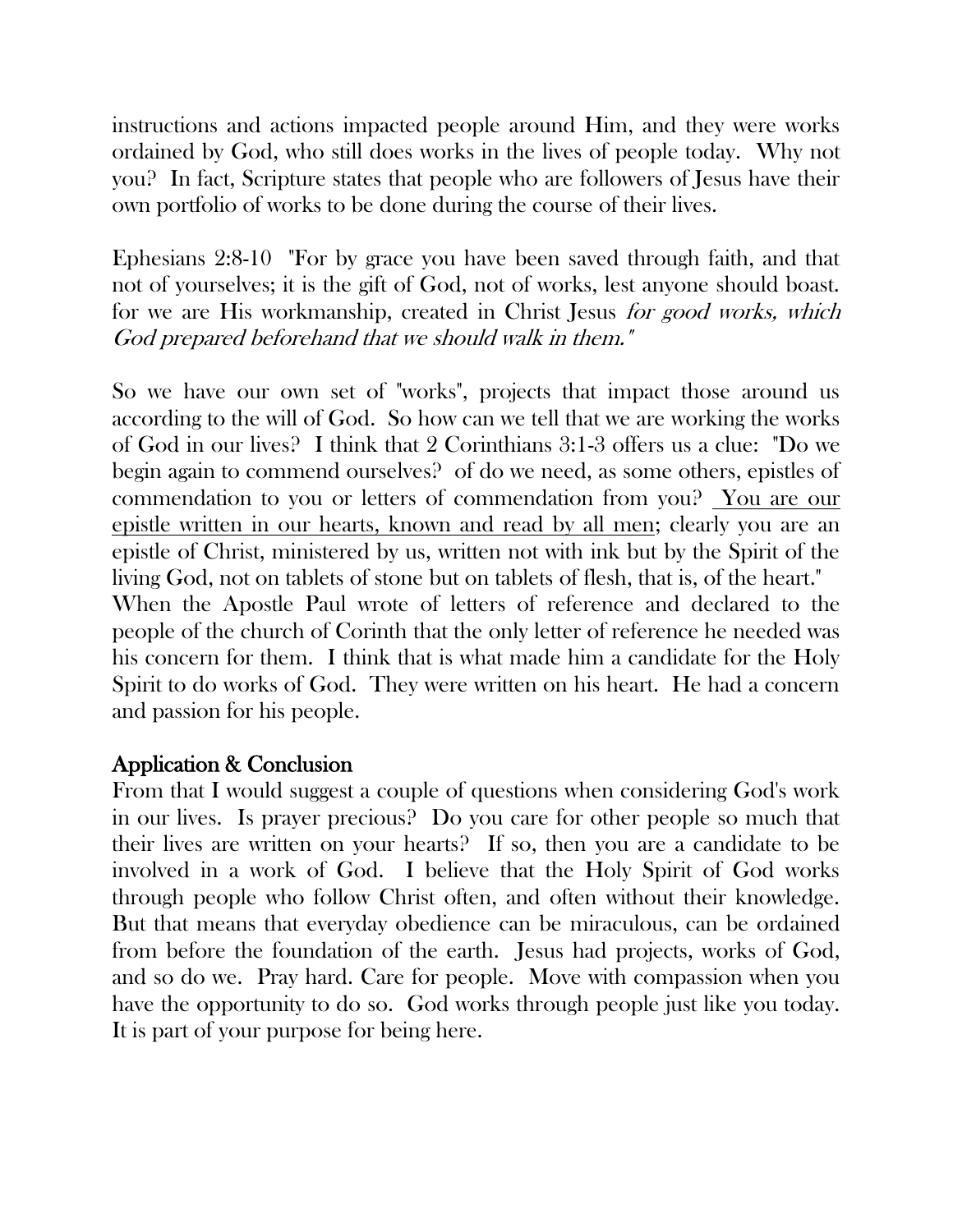instructions and actions impacted people around Him, and they were works ordained by God, who still does works in the lives of people today. Why not you? In fact, Scripture states that people who are followers of Jesus have their own portfolio of works to be done during the course of their lives.

Ephesians 2:8-10 "For by grace you have been saved through faith, and that not of yourselves; it is the gift of God, not of works, lest anyone should boast. for we are His workmanship, created in Christ Jesus *for good works, which God prepared beforehand that we should walk in them."*

So we have our own set of "works", projects that impact those around us according to the will of God. So how can we tell that we are working the works of God in our lives? I think that 2 Corinthians 3:1-3 offers us a clue: "Do we begin again to commend ourselves? of do we need, as some others, epistles of commendation to you or letters of commendation from you? <u>You are our epistle written in our hearts, known and read by all men</u>; clearly you are an epistle of Christ, ministered by us, written not with ink but by the Spirit of the living God, not on tablets of stone but on tablets of flesh, that is, of the heart."
When the Apostle Paul wrote of letters of reference and declared to the people of the church of Corinth that the only letter of reference he needed was his concern for them. I think that is what made him a candidate for the Holy Spirit to do works of God. They were written on his heart. He had a concern and passion for his people.

## Application & Conclusion

From that I would suggest a couple of questions when considering God's work in our lives. Is prayer precious? Do you care for other people so much that their lives are written on your hearts? If so, then you are a candidate to be involved in a work of God. I believe that the Holy Spirit of God works through people who follow Christ often, and often without their knowledge. But that means that everyday obedience can be miraculous, can be ordained from before the foundation of the earth. Jesus had projects, works of God, and so do we. Pray hard. Care for people. Move with compassion when you have the opportunity to do so. God works through people just like you today. It is part of your purpose for being here.